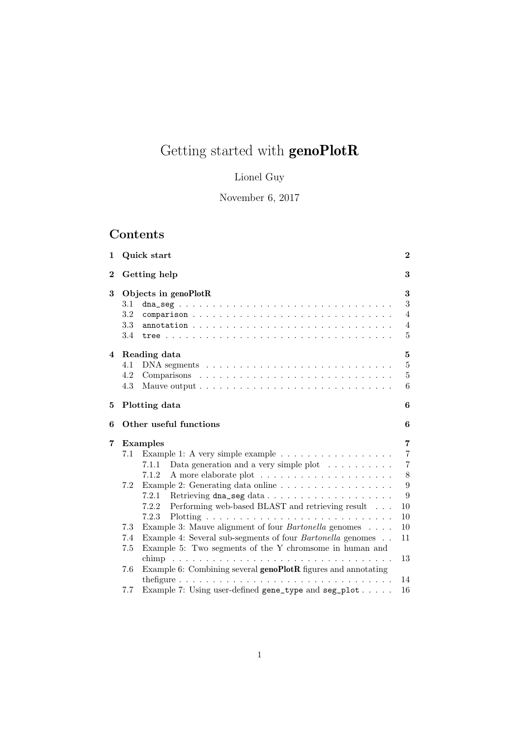# Getting started with **genoPlotR**

Lionel Guy

November 6, 2017

## Contents

**1 Quick start** — 2

**2 Getting help** — 3

**3 Objects in genoPlotR** — 3

- 3.1 `dna_seg` — 3
- 3.2 `comparison` — 4
- 3.3 `annotation` — 4
- 3.4 `tree` — 5

**4 Reading data** — 5

- 4.1 DNA segments — 5
- 4.2 Comparisons — 5
- 4.3 Mauve output — 6

**5 Plotting data** — 6

**6 Other useful functions** — 6

**7 Examples** — 7

- 7.1 Example 1: A very simple example — 7
  - 7.1.1 Data generation and a very simple plot — 7
  - 7.1.2 A more elaborate plot — 8
- 7.2 Example 2: Generating data online — 9
  - 7.2.1 Retrieving `dna_seg` data — 9
  - 7.2.2 Performing web-based BLAST and retrieving result — 10
  - 7.2.3 Plotting — 10
- 7.3 Example 3: Mauve alignment of four *Bartonella* genomes — 10
- 7.4 Example 4: Several sub-segments of four *Bartonella* genomes — 11
- 7.5 Example 5: Two segments of the Y chromsome in human and chimp — 13
- 7.6 Example 6: Combining several **genoPlotR** figures and annotating thefigure — 14
- 7.7 Example 7: Using user-defined `gene_type` and `seg_plot` — 16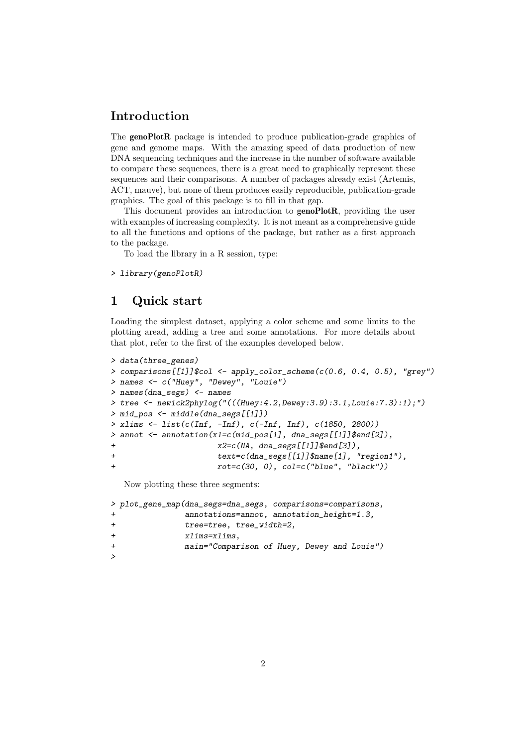## Introduction

The **genoPlotR** package is intended to produce publication-grade graphics of gene and genome maps. With the amazing speed of data production of new DNA sequencing techniques and the increase in the number of software available to compare these sequences, there is a great need to graphically represent these sequences and their comparisons. A number of packages already exist (Artemis, ACT, mauve), but none of them produces easily reproducible, publication-grade graphics. The goal of this package is to fill in that gap.

This document provides an introduction to **genoPlotR**, providing the user with examples of increasing complexity. It is not meant as a comprehensive guide to all the functions and options of the package, but rather as a first approach to the package.

To load the library in a R session, type:

```
> library(genoPlotR)
```

## 1 Quick start

Loading the simplest dataset, applying a color scheme and some limits to the plotting aread, adding a tree and some annotations. For more details about that plot, refer to the first of the examples developed below.

```
> data(three_genes)
> comparisons[[1]]$col <- apply_color_scheme(c(0.6, 0.4, 0.5), "grey")
> names <- c("Huey", "Dewey", "Louie")
> names(dna_segs) <- names
> tree <- newick2phylog("(((Huey:4.2,Dewey:3.9):3.1,Louie:7.3):1);")
> mid_pos <- middle(dna_segs[[1]])
> xlims <- list(c(Inf, -Inf), c(-Inf, Inf), c(1850, 2800))
> annot <- annotation(x1=c(mid_pos[1], dna_segs[[1]]$end[2]),
+                     x2=c(NA, dna_segs[[1]]$end[3]),
+                     text=c(dna_segs[[1]]$name[1], "region1"),
+                     rot=c(30, 0), col=c("blue", "black"))
```

Now plotting these three segments:

```
> plot_gene_map(dna_segs=dna_segs, comparisons=comparisons,
+               annotations=annot, annotation_height=1.3,
+               tree=tree, tree_width=2,
+               xlims=xlims,
+               main="Comparison of Huey, Dewey and Louie")
>
```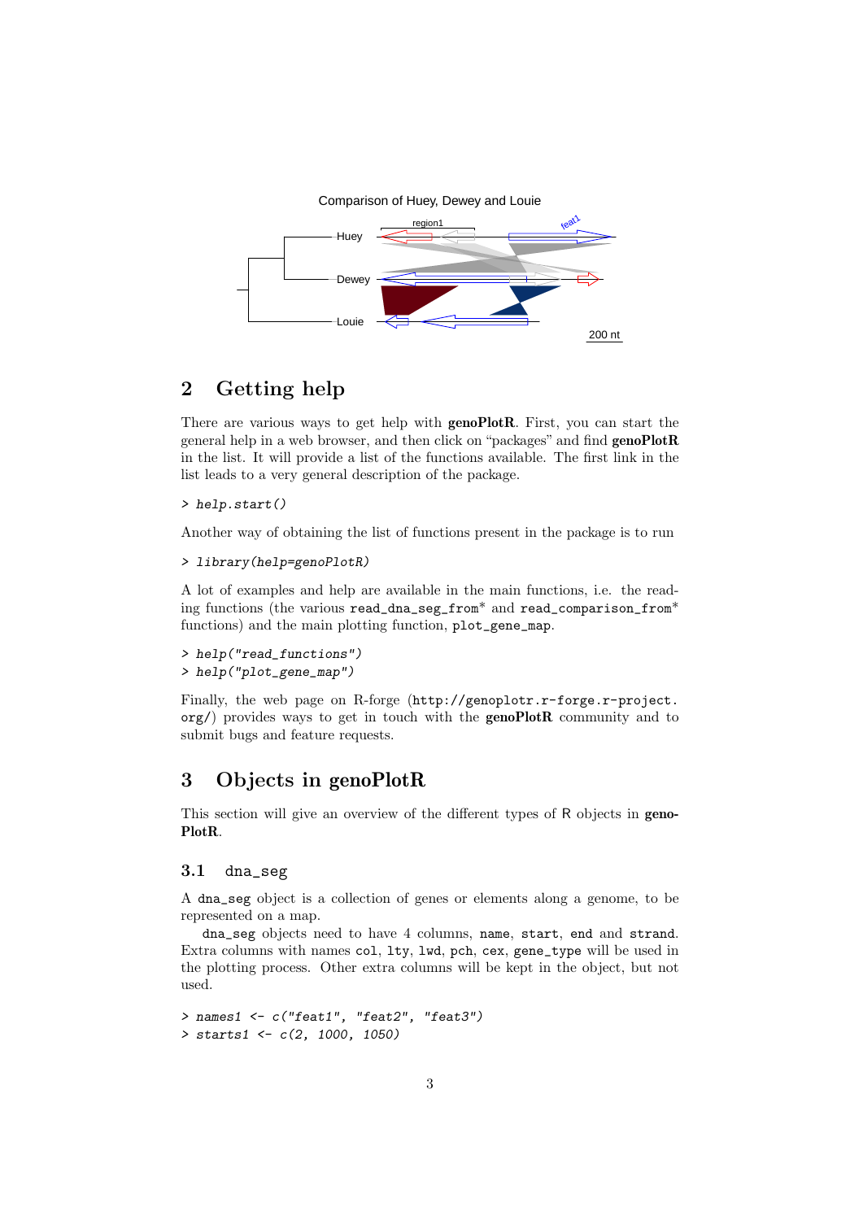## 2 Getting help

There are various ways to get help with **genoPlotR**. First, you can start the general help in a web browser, and then click on "packages" and find **genoPlotR** in the list. It will provide a list of the functions available. The first link in the list leads to a very general description of the package.

```
> help.start()
```

Another way of obtaining the list of functions present in the package is to run

```
> library(help=genoPlotR)
```

A lot of examples and help are available in the main functions, i.e. the reading functions (the various `read_dna_seg_from`* and `read_comparison_from`* functions) and the main plotting function, `plot_gene_map`.

```
> help("read_functions")
> help("plot_gene_map")
```

Finally, the web page on R-forge (`http://genoplotr.r-forge.r-project.org/`) provides ways to get in touch with the **genoPlotR** community and to submit bugs and feature requests.

## 3 Objects in genoPlotR

This section will give an overview of the different types of R objects in **genoPlotR**.

### 3.1 dna_seg

A `dna_seg` object is a collection of genes or elements along a genome, to be represented on a map.

`dna_seg` objects need to have 4 columns, `name`, `start`, `end` and `strand`. Extra columns with names `col`, `lty`, `lwd`, `pch`, `cex`, `gene_type` will be used in the plotting process. Other extra columns will be kept in the object, but not used.

```
> names1 <- c("feat1", "feat2", "feat3")
> starts1 <- c(2, 1000, 1050)
```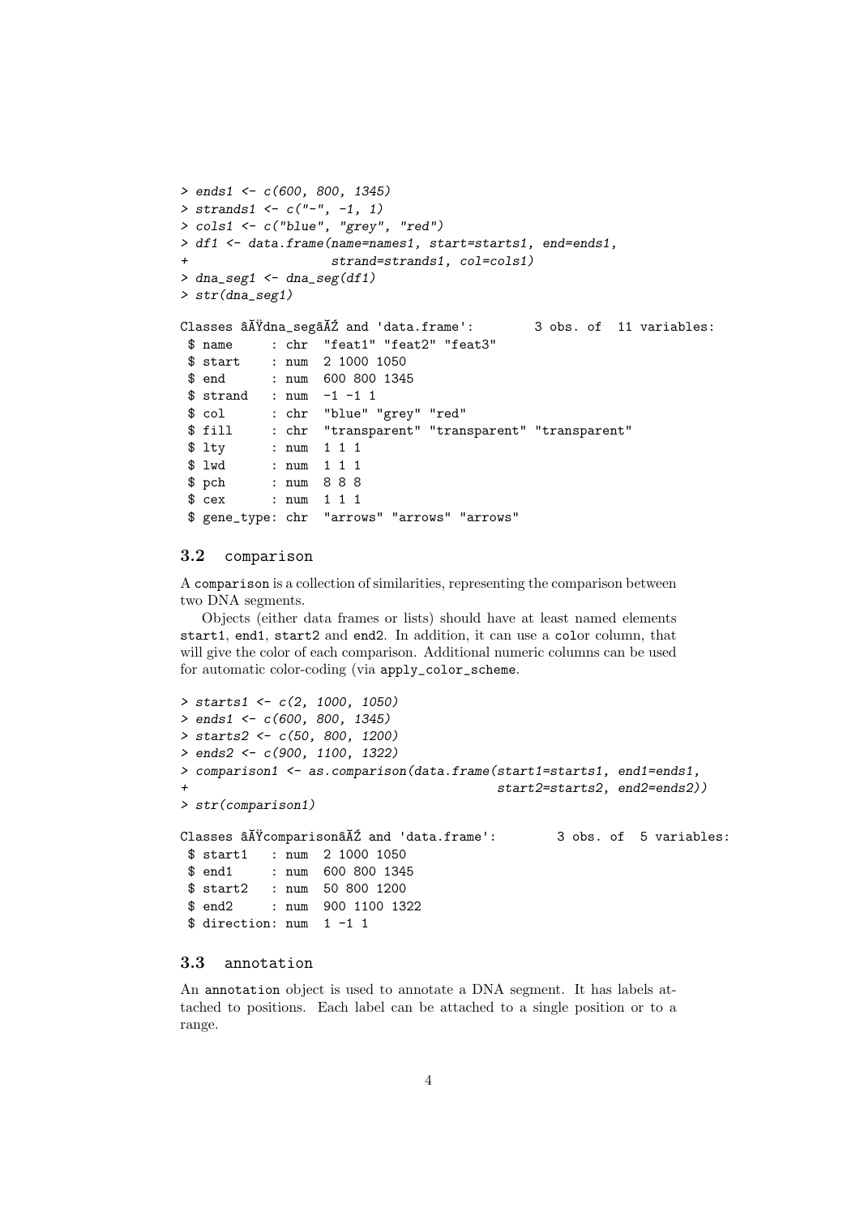```
> ends1 <- c(600, 800, 1345)
> strands1 <- c("-", -1, 1)
> cols1 <- c("blue", "grey", "red")
> df1 <- data.frame(name=names1, start=starts1, end=ends1,
+                   strand=strands1, col=cols1)
> dna_seg1 <- dna_seg(df1)
> str(dna_seg1)

Classes âĂŸdna_segâĂŹ and 'data.frame':       3 obs. of  11 variables:
 $ name     : chr  "feat1" "feat2" "feat3"
 $ start    : num  2 1000 1050
 $ end      : num  600 800 1345
 $ strand   : num  -1 -1 1
 $ col      : chr  "blue" "grey" "red"
 $ fill     : chr  "transparent" "transparent" "transparent"
 $ lty      : num  1 1 1
 $ lwd      : num  1 1 1
 $ pch      : num  8 8 8
 $ cex      : num  1 1 1
 $ gene_type: chr  "arrows" "arrows" "arrows"
```

### 3.2 comparison

A comparison is a collection of similarities, representing the comparison between two DNA segments.

Objects (either data frames or lists) should have at least named elements start1, end1, start2 and end2. In addition, it can use a color column, that will give the color of each comparison. Additional numeric columns can be used for automatic color-coding (via apply_color_scheme.

```
> starts1 <- c(2, 1000, 1050)
> ends1 <- c(600, 800, 1345)
> starts2 <- c(50, 800, 1200)
> ends2 <- c(900, 1100, 1322)
> comparison1 <- as.comparison(data.frame(start1=starts1, end1=ends1,
+                                         start2=starts2, end2=ends2))
> str(comparison1)

Classes âĂŸcomparisonâĂŹ and 'data.frame':       3 obs. of  5 variables:
 $ start1   : num  2 1000 1050
 $ end1     : num  600 800 1345
 $ start2   : num  50 800 1200
 $ end2     : num  900 1100 1322
 $ direction: num  1 -1 1
```

### 3.3 annotation

An annotation object is used to annotate a DNA segment. It has labels attached to positions. Each label can be attached to a single position or to a range.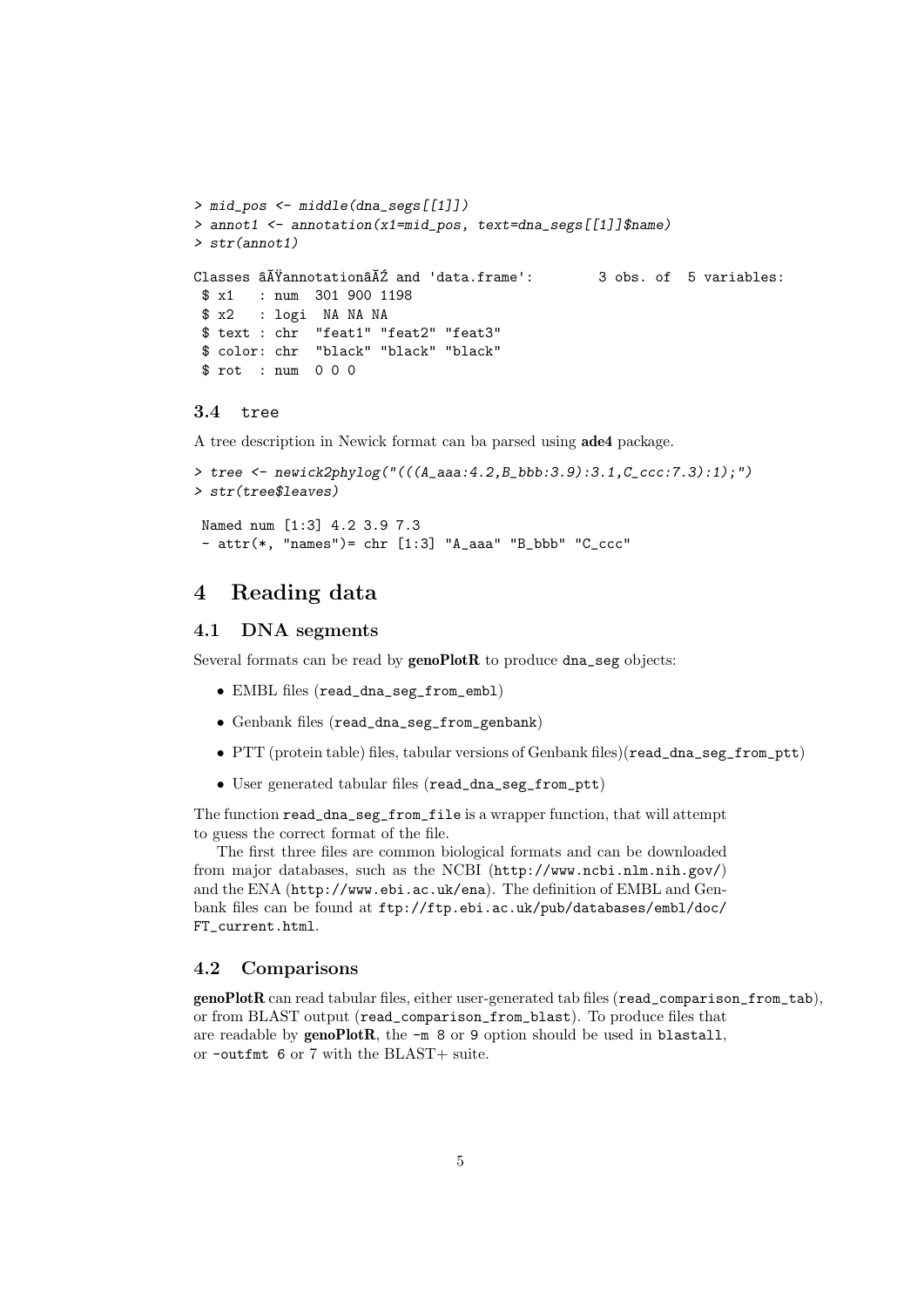```
> mid_pos <- middle(dna_segs[[1]])
> annot1 <- annotation(x1=mid_pos, text=dna_segs[[1]]$name)
> str(annot1)

Classes âĂŸannotationâĂŹ and 'data.frame':      3 obs. of  5 variables:
 $ x1   : num  301 900 1198
 $ x2   : logi  NA NA NA
 $ text : chr  "feat1" "feat2" "feat3"
 $ color: chr  "black" "black" "black"
 $ rot  : num  0 0 0
```

### 3.4 tree

A tree description in Newick format can ba parsed using **ade4** package.

```
> tree <- newick2phylog("(((A_aaa:4.2,B_bbb:3.9):3.1,C_ccc:7.3):1);")
> str(tree$leaves)

 Named num [1:3] 4.2 3.9 7.3
 - attr(*, "names")= chr [1:3] "A_aaa" "B_bbb" "C_ccc"
```

## 4 Reading data

### 4.1 DNA segments

Several formats can be read by **genoPlotR** to produce `dna_seg` objects:

- EMBL files (`read_dna_seg_from_embl`)
- Genbank files (`read_dna_seg_from_genbank`)
- PTT (protein table) files, tabular versions of Genbank files)(`read_dna_seg_from_ptt`)
- User generated tabular files (`read_dna_seg_from_ptt`)

The function `read_dna_seg_from_file` is a wrapper function, that will attempt to guess the correct format of the file.

The first three files are common biological formats and can be downloaded from major databases, such as the NCBI (`http://www.ncbi.nlm.nih.gov/`) and the ENA (`http://www.ebi.ac.uk/ena`). The definition of EMBL and Genbank files can be found at `ftp://ftp.ebi.ac.uk/pub/databases/embl/doc/FT_current.html`.

### 4.2 Comparisons

**genoPlotR** can read tabular files, either user-generated tab files (`read_comparison_from_tab`), or from BLAST output (`read_comparison_from_blast`). To produce files that are readable by **genoPlotR**, the `-m 8` or `9` option should be used in `blastall`, or `-outfmt 6` or `7` with the BLAST+ suite.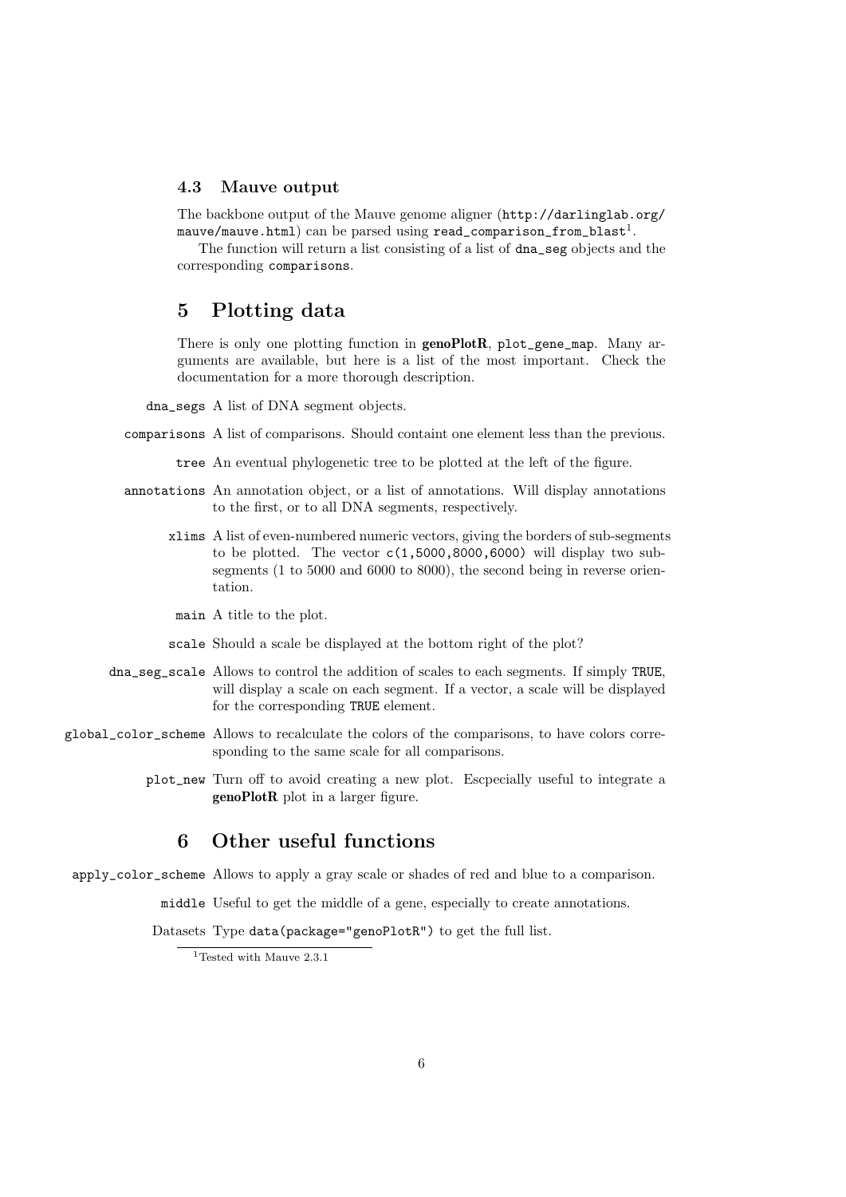### 4.3 Mauve output

The backbone output of the Mauve genome aligner (http://darlinglab.org/mauve/mauve.html) can be parsed using `read_comparison_from_blast`[1].

The function will return a list consisting of a list of `dna_seg` objects and the corresponding `comparisons`.

## 5 Plotting data

There is only one plotting function in **genoPlotR**, `plot_gene_map`. Many arguments are available, but here is a list of the most important. Check the documentation for a more thorough description.

`dna_segs` A list of DNA segment objects.

`comparisons` A list of comparisons. Should containt one element less than the previous.

`tree` An eventual phylogenetic tree to be plotted at the left of the figure.

`annotations` An annotation object, or a list of annotations. Will display annotations to the first, or to all DNA segments, respectively.

`xlims` A list of even-numbered numeric vectors, giving the borders of sub-segments to be plotted. The vector `c(1,5000,8000,6000)` will display two sub-segments (1 to 5000 and 6000 to 8000), the second being in reverse orientation.

`main` A title to the plot.

`scale` Should a scale be displayed at the bottom right of the plot?

`dna_seg_scale` Allows to control the addition of scales to each segments. If simply `TRUE`, will display a scale on each segment. If a vector, a scale will be displayed for the corresponding `TRUE` element.

`global_color_scheme` Allows to recalculate the colors of the comparisons, to have colors corresponding to the same scale for all comparisons.

`plot_new` Turn off to avoid creating a new plot. Escpecially useful to integrate a **genoPlotR** plot in a larger figure.

## 6 Other useful functions

`apply_color_scheme` Allows to apply a gray scale or shades of red and blue to a comparison.

`middle` Useful to get the middle of a gene, especially to create annotations.

Datasets Type `data(package="genoPlotR")` to get the full list.

[1] Tested with Mauve 2.3.1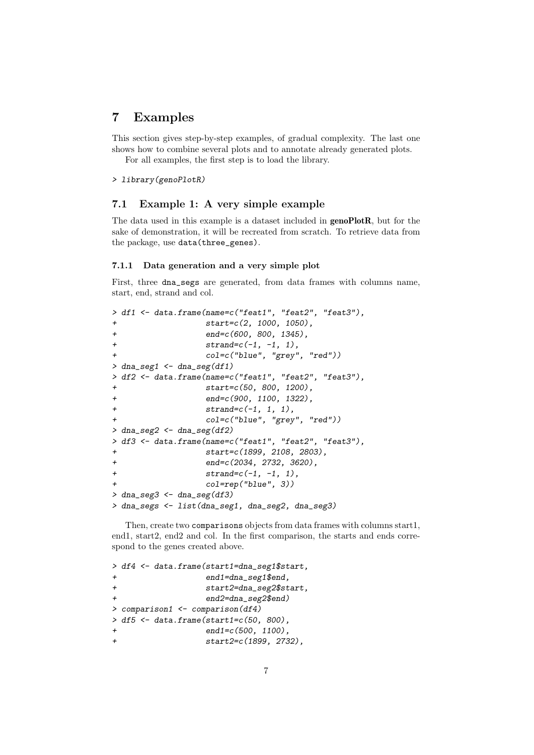# 7 Examples

This section gives step-by-step examples, of gradual complexity. The last one shows how to combine several plots and to annotate already generated plots.

For all examples, the first step is to load the library.

```
> library(genoPlotR)
```

## 7.1 Example 1: A very simple example

The data used in this example is a dataset included in **genoPlotR**, but for the sake of demonstration, it will be recreated from scratch. To retrieve data from the package, use `data(three_genes)`.

### 7.1.1 Data generation and a very simple plot

First, three `dna_segs` are generated, from data frames with columns name, start, end, strand and col.

```
> df1 <- data.frame(name=c("feat1", "feat2", "feat3"),
+                   start=c(2, 1000, 1050),
+                   end=c(600, 800, 1345),
+                   strand=c(-1, -1, 1),
+                   col=c("blue", "grey", "red"))
> dna_seg1 <- dna_seg(df1)
> df2 <- data.frame(name=c("feat1", "feat2", "feat3"),
+                   start=c(50, 800, 1200),
+                   end=c(900, 1100, 1322),
+                   strand=c(-1, 1, 1),
+                   col=c("blue", "grey", "red"))
> dna_seg2 <- dna_seg(df2)
> df3 <- data.frame(name=c("feat1", "feat2", "feat3"),
+                   start=c(1899, 2108, 2803),
+                   end=c(2034, 2732, 3620),
+                   strand=c(-1, -1, 1),
+                   col=rep("blue", 3))
> dna_seg3 <- dna_seg(df3)
> dna_segs <- list(dna_seg1, dna_seg2, dna_seg3)
```

Then, create two `comparisons` objects from data frames with columns start1, end1, start2, end2 and col. In the first comparison, the starts and ends correspond to the genes created above.

```
> df4 <- data.frame(start1=dna_seg1$start,
+                   end1=dna_seg1$end,
+                   start2=dna_seg2$start,
+                   end2=dna_seg2$end)
> comparison1 <- comparison(df4)
> df5 <- data.frame(start1=c(50, 800),
+                   end1=c(500, 1100),
+                   start2=c(1899, 2732),
```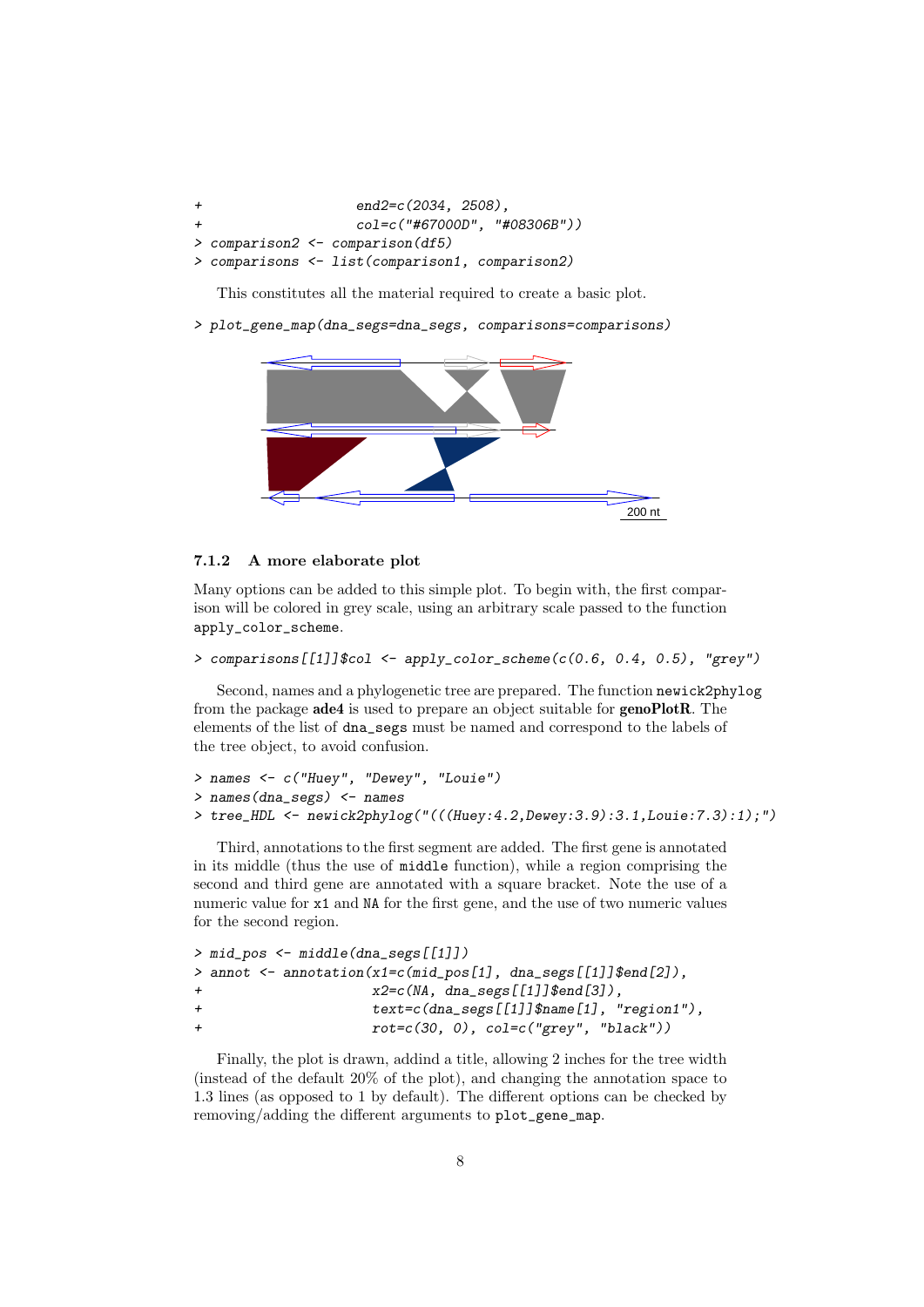```
+                    end2=c(2034, 2508),
+                    col=c("#67000D", "#08306B"))
> comparison2 <- comparison(df5)
> comparisons <- list(comparison1, comparison2)
```

This constitutes all the material required to create a basic plot.

```
> plot_gene_map(dna_segs=dna_segs, comparisons=comparisons)
```

### 7.1.2 A more elaborate plot

Many options can be added to this simple plot. To begin with, the first comparison will be colored in grey scale, using an arbitrary scale passed to the function `apply_color_scheme`.

```
> comparisons[[1]]$col <- apply_color_scheme(c(0.6, 0.4, 0.5), "grey")
```

Second, names and a phylogenetic tree are prepared. The function `newick2phylog` from the package **ade4** is used to prepare an object suitable for **genoPlotR**. The elements of the list of `dna_segs` must be named and correspond to the labels of the tree object, to avoid confusion.

```
> names <- c("Huey", "Dewey", "Louie")
> names(dna_segs) <- names
> tree_HDL <- newick2phylog("(((Huey:4.2,Dewey:3.9):3.1,Louie:7.3):1);")
```

Third, annotations to the first segment are added. The first gene is annotated in its middle (thus the use of `middle` function), while a region comprising the second and third gene are annotated with a square bracket. Note the use of a numeric value for `x1` and `NA` for the first gene, and the use of two numeric values for the second region.

```
> mid_pos <- middle(dna_segs[[1]])
> annot <- annotation(x1=c(mid_pos[1], dna_segs[[1]]$end[2]),
+                     x2=c(NA, dna_segs[[1]]$end[3]),
+                     text=c(dna_segs[[1]]$name[1], "region1"),
+                     rot=c(30, 0), col=c("grey", "black"))
```

Finally, the plot is drawn, addind a title, allowing 2 inches for the tree width (instead of the default 20% of the plot), and changing the annotation space to 1.3 lines (as opposed to 1 by default). The different options can be checked by removing/adding the different arguments to `plot_gene_map`.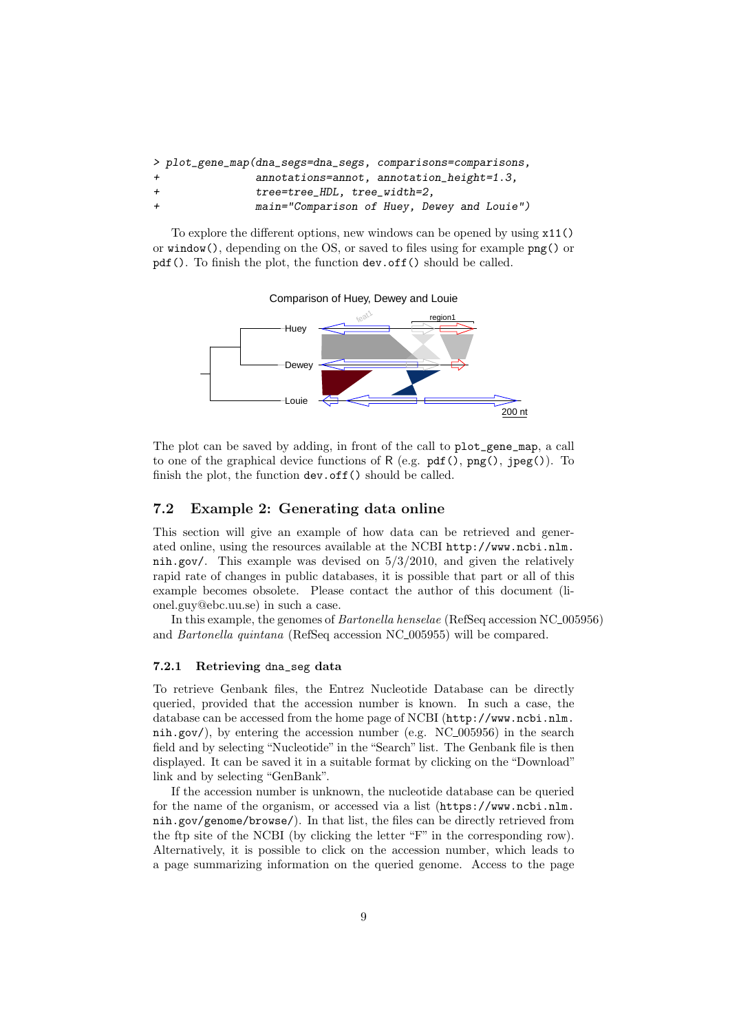```
> plot_gene_map(dna_segs=dna_segs, comparisons=comparisons,
+               annotations=annot, annotation_height=1.3,
+               tree=tree_HDL, tree_width=2,
+               main="Comparison of Huey, Dewey and Louie")
```

To explore the different options, new windows can be opened by using `x11()` or `window()`, depending on the OS, or saved to files using for example `png()` or `pdf()`. To finish the plot, the function `dev.off()` should be called.

The plot can be saved by adding, in front of the call to `plot_gene_map`, a call to one of the graphical device functions of R (e.g. `pdf()`, `png()`, `jpeg()`). To finish the plot, the function `dev.off()` should be called.

## 7.2 Example 2: Generating data online

This section will give an example of how data can be retrieved and generated online, using the resources available at the NCBI `http://www.ncbi.nlm.nih.gov/`. This example was devised on 5/3/2010, and given the relatively rapid rate of changes in public databases, it is possible that part or all of this example becomes obsolete. Please contact the author of this document (lionel.guy@ebc.uu.se) in such a case.

In this example, the genomes of *Bartonella henselae* (RefSeq accession NC_005956) and *Bartonella quintana* (RefSeq accession NC_005955) will be compared.

### 7.2.1 Retrieving `dna_seg` data

To retrieve Genbank files, the Entrez Nucleotide Database can be directly queried, provided that the accession number is known. In such a case, the database can be accessed from the home page of NCBI (`http://www.ncbi.nlm.nih.gov/`), by entering the accession number (e.g. NC_005956) in the search field and by selecting "Nucleotide" in the "Search" list. The Genbank file is then displayed. It can be saved it in a suitable format by clicking on the "Download" link and by selecting "GenBank".

If the accession number is unknown, the nucleotide database can be queried for the name of the organism, or accessed via a list (`https://www.ncbi.nlm.nih.gov/genome/browse/`). In that list, the files can be directly retrieved from the ftp site of the NCBI (by clicking the letter "F" in the corresponding row). Alternatively, it is possible to click on the accession number, which leads to a page summarizing information on the queried genome. Access to the page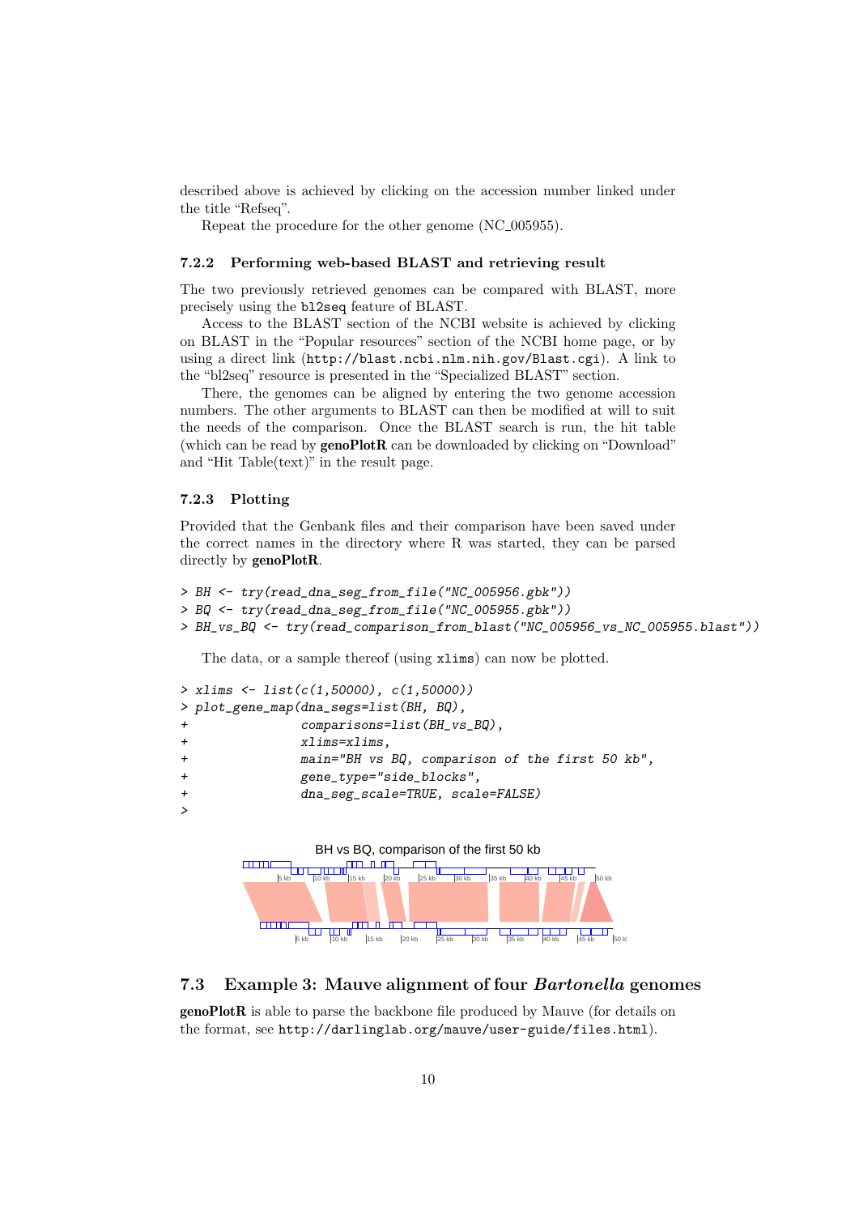described above is achieved by clicking on the accession number linked under the title "Refseq".

Repeat the procedure for the other genome (NC_005955).

### 7.2.2 Performing web-based BLAST and retrieving result

The two previously retrieved genomes can be compared with BLAST, more precisely using the `bl2seq` feature of BLAST.

Access to the BLAST section of the NCBI website is achieved by clicking on BLAST in the "Popular resources" section of the NCBI home page, or by using a direct link (`http://blast.ncbi.nlm.nih.gov/Blast.cgi`). A link to the "bl2seq" resource is presented in the "Specialized BLAST" section.

There, the genomes can be aligned by entering the two genome accession numbers. The other arguments to BLAST can then be modified at will to suit the needs of the comparison. Once the BLAST search is run, the hit table (which can be read by **genoPlotR** can be downloaded by clicking on "Download" and "Hit Table(text)" in the result page.

### 7.2.3 Plotting

Provided that the Genbank files and their comparison have been saved under the correct names in the directory where R was started, they can be parsed directly by **genoPlotR**.

```
> BH <- try(read_dna_seg_from_file("NC_005956.gbk"))
> BQ <- try(read_dna_seg_from_file("NC_005955.gbk"))
> BH_vs_BQ <- try(read_comparison_from_blast("NC_005956_vs_NC_005955.blast"))
```

The data, or a sample thereof (using `xlims`) can now be plotted.

```
> xlims <- list(c(1,50000), c(1,50000))
> plot_gene_map(dna_segs=list(BH, BQ),
+               comparisons=list(BH_vs_BQ),
+               xlims=xlims,
+               main="BH vs BQ, comparison of the first 50 kb",
+               gene_type="side_blocks",
+               dna_seg_scale=TRUE, scale=FALSE)
>
```

## 7.3 Example 3: Mauve alignment of four *Bartonella* genomes

**genoPlotR** is able to parse the backbone file produced by Mauve (for details on the format, see `http://darlinglab.org/mauve/user-guide/files.html`).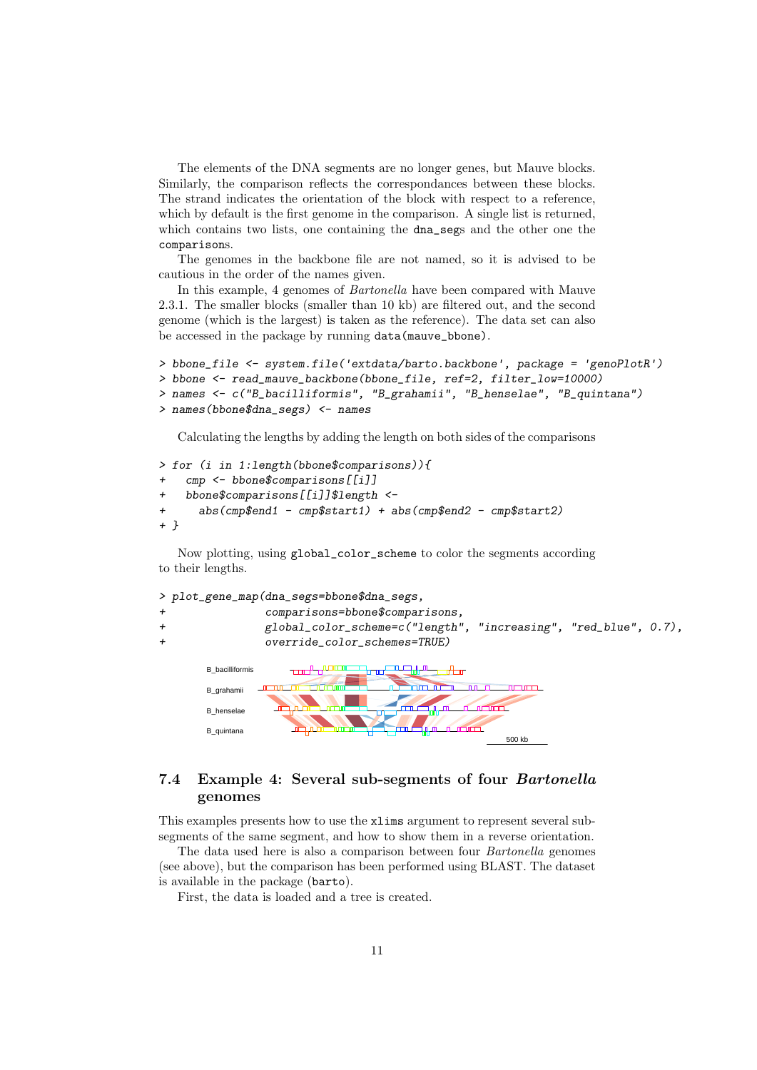The elements of the DNA segments are no longer genes, but Mauve blocks. Similarly, the comparison reflects the correspondances between these blocks. The strand indicates the orientation of the block with respect to a reference, which by default is the first genome in the comparison. A single list is returned, which contains two lists, one containing the `dna_segs` and the other one the `comparisons`.

The genomes in the backbone file are not named, so it is advised to be cautious in the order of the names given.

In this example, 4 genomes of *Bartonella* have been compared with Mauve 2.3.1. The smaller blocks (smaller than 10 kb) are filtered out, and the second genome (which is the largest) is taken as the reference). The data set can also be accessed in the package by running `data(mauve_bbone)`.

```
> bbone_file <- system.file('extdata/barto.backbone', package = 'genoPlotR')
> bbone <- read_mauve_backbone(bbone_file, ref=2, filter_low=10000)
> names <- c("B_bacilliformis", "B_grahamii", "B_henselae", "B_quintana")
> names(bbone$dna_segs) <- names
```

Calculating the lengths by adding the length on both sides of the comparisons

```
> for (i in 1:length(bbone$comparisons)){
+   cmp <- bbone$comparisons[[i]]
+   bbone$comparisons[[i]]$length <-
+     abs(cmp$end1 - cmp$start1) + abs(cmp$end2 - cmp$start2)
+ }
```

Now plotting, using `global_color_scheme` to color the segments according to their lengths.

```
> plot_gene_map(dna_segs=bbone$dna_segs,
+               comparisons=bbone$comparisons,
+               global_color_scheme=c("length", "increasing", "red_blue", 0.7),
+               override_color_schemes=TRUE)
```

B_bacilliformis

B_grahamii

B_henselae

B_quintana

500 kb

## 7.4 Example 4: Several sub-segments of four *Bartonella* genomes

This examples presents how to use the `xlims` argument to represent several sub-segments of the same segment, and how to show them in a reverse orientation.

The data used here is also a comparison between four *Bartonella* genomes (see above), but the comparison has been performed using BLAST. The dataset is available in the package (`barto`).

First, the data is loaded and a tree is created.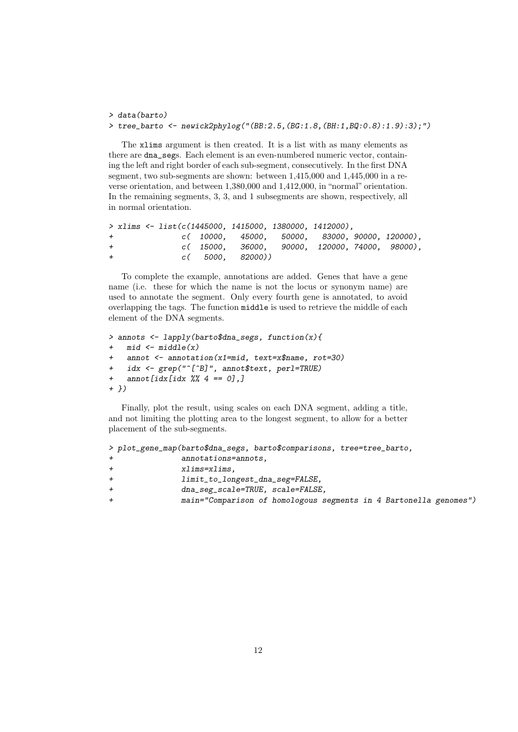```
> data(barto)
> tree_barto <- newick2phylog("(BB:2.5,(BG:1.8,(BH:1,BQ:0.8):1.9):3);")
```

The xlims argument is then created. It is a list with as many elements as there are dna_segs. Each element is an even-numbered numeric vector, containing the left and right border of each sub-segment, consecutively. In the first DNA segment, two sub-segments are shown: between 1,415,000 and 1,445,000 in a reverse orientation, and between 1,380,000 and 1,412,000, in "normal" orientation. In the remaining segments, 3, 3, and 1 subsegments are shown, respectively, all in normal orientation.

```
> xlims <- list(c(1445000, 1415000, 1380000, 1412000),
+               c(  10000,   45000,   50000,   83000, 90000, 120000),
+               c(  15000,   36000,   90000,  120000, 74000,  98000),
+               c(   5000,   82000))
```

To complete the example, annotations are added. Genes that have a gene name (i.e. these for which the name is not the locus or synonym name) are used to annotate the segment. Only every fourth gene is annotated, to avoid overlapping the tags. The function middle is used to retrieve the middle of each element of the DNA segments.

```
> annots <- lapply(barto$dna_segs, function(x){
+   mid <- middle(x)
+   annot <- annotation(x1=mid, text=x$name, rot=30)
+   idx <- grep("^[^B]", annot$text, perl=TRUE)
+   annot[idx[idx %% 4 == 0],]
+ })
```

Finally, plot the result, using scales on each DNA segment, adding a title, and not limiting the plotting area to the longest segment, to allow for a better placement of the sub-segments.

```
> plot_gene_map(barto$dna_segs, barto$comparisons, tree=tree_barto,
+               annotations=annots,
+               xlims=xlims,
+               limit_to_longest_dna_seg=FALSE,
+               dna_seg_scale=TRUE, scale=FALSE,
+               main="Comparison of homologous segments in 4 Bartonella genomes")
```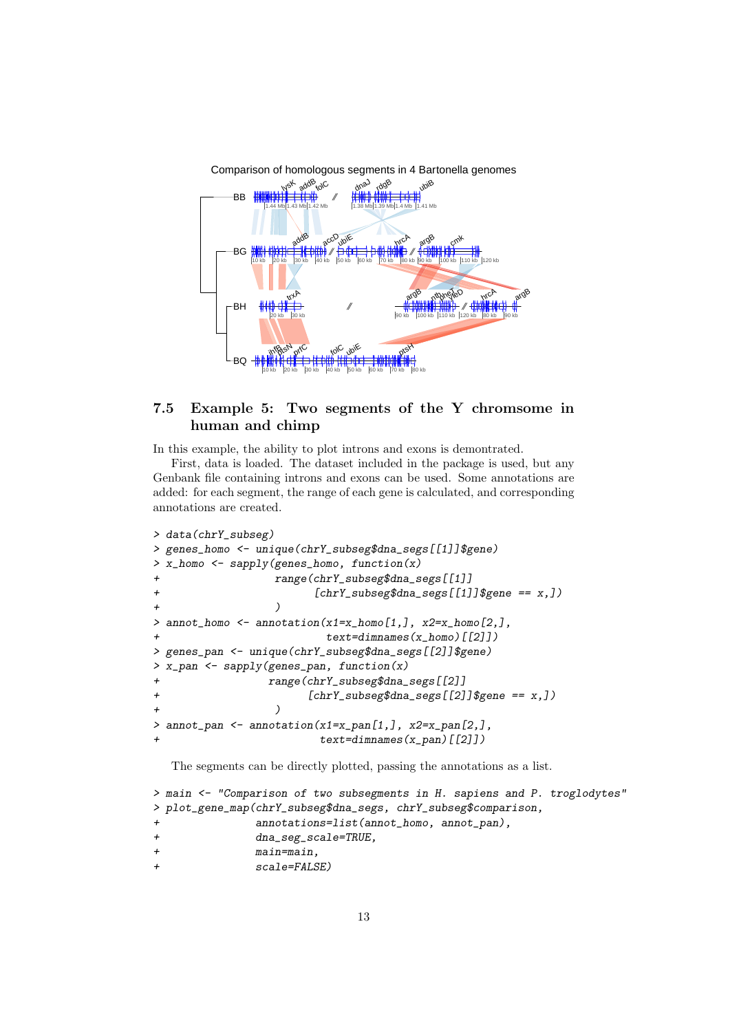Comparison of homologous segments in 4 Bartonella genomes

## 7.5 Example 5: Two segments of the Y chromsome in human and chimp

In this example, the ability to plot introns and exons is demontrated.

First, data is loaded. The dataset included in the package is used, but any Genbank file containing introns and exons can be used. Some annotations are added: for each segment, the range of each gene is calculated, and corresponding annotations are created.

```
> data(chrY_subseg)
> genes_homo <- unique(chrY_subseg$dna_segs[[1]]$gene)
> x_homo <- sapply(genes_homo, function(x)
+                  range(chrY_subseg$dna_segs[[1]]
+                        [chrY_subseg$dna_segs[[1]]$gene == x,])
+                  )
> annot_homo <- annotation(x1=x_homo[1,], x2=x_homo[2,],
+                          text=dimnames(x_homo)[[2]])
> genes_pan <- unique(chrY_subseg$dna_segs[[2]]$gene)
> x_pan <- sapply(genes_pan, function(x)
+                 range(chrY_subseg$dna_segs[[2]]
+                       [chrY_subseg$dna_segs[[2]]$gene == x,])
+                  )
> annot_pan <- annotation(x1=x_pan[1,], x2=x_pan[2,],
+                         text=dimnames(x_pan)[[2]])
```

The segments can be directly plotted, passing the annotations as a list.

```
> main <- "Comparison of two subsegments in H. sapiens and P. troglodytes"
> plot_gene_map(chrY_subseg$dna_segs, chrY_subseg$comparison,
+               annotations=list(annot_homo, annot_pan),
+               dna_seg_scale=TRUE,
+               main=main,
+               scale=FALSE)
```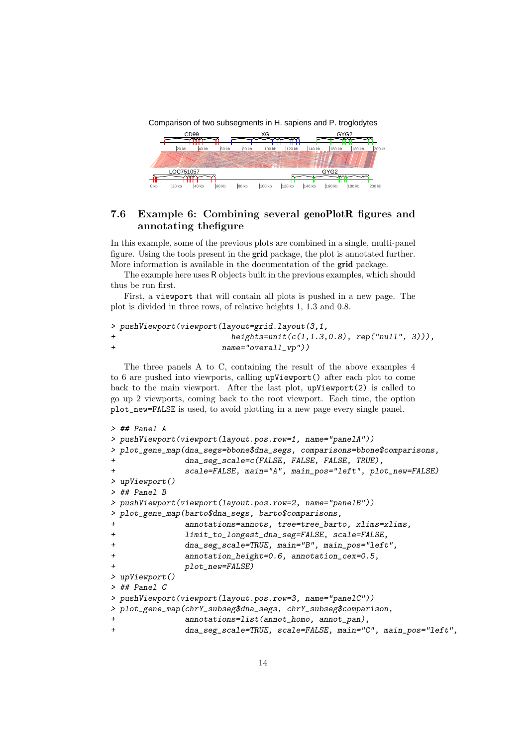Comparison of two subsegments in H. sapiens and P. troglodytes

## 7.6 Example 6: Combining several genoPlotR figures and annotating thefigure

In this example, some of the previous plots are combined in a single, multi-panel figure. Using the tools present in the **grid** package, the plot is annotated further. More information is available in the documentation of the **grid** package.

The example here uses R objects built in the previous examples, which should thus be run first.

First, a `viewport` that will contain all plots is pushed in a new page. The plot is divided in three rows, of relative heights 1, 1.3 and 0.8.

```
> pushViewport(viewport(layout=grid.layout(3,1,
+                         heights=unit(c(1,1.3,0.8), rep("null", 3))),
+                       name="overall_vp"))
```

The three panels A to C, containing the result of the above examples 4 to 6 are pushed into viewports, calling `upViewport()` after each plot to come back to the main viewport. After the last plot, `upViewport(2)` is called to go up 2 viewports, coming back to the root viewport. Each time, the option `plot_new=FALSE` is used, to avoid plotting in a new page every single panel.

```
> ## Panel A
> pushViewport(viewport(layout.pos.row=1, name="panelA"))
> plot_gene_map(dna_segs=bbone$dna_segs, comparisons=bbone$comparisons,
+               dna_seg_scale=c(FALSE, FALSE, FALSE, TRUE),
+               scale=FALSE, main="A", main_pos="left", plot_new=FALSE)
> upViewport()
> ## Panel B
> pushViewport(viewport(layout.pos.row=2, name="panelB"))
> plot_gene_map(barto$dna_segs, barto$comparisons,
+               annotations=annots, tree=tree_barto, xlims=xlims,
+               limit_to_longest_dna_seg=FALSE, scale=FALSE,
+               dna_seg_scale=TRUE, main="B", main_pos="left",
+               annotation_height=0.6, annotation_cex=0.5,
+               plot_new=FALSE)
> upViewport()
> ## Panel C
> pushViewport(viewport(layout.pos.row=3, name="panelC"))
> plot_gene_map(chrY_subseg$dna_segs, chrY_subseg$comparison,
+               annotations=list(annot_homo, annot_pan),
+               dna_seg_scale=TRUE, scale=FALSE, main="C", main_pos="left",
```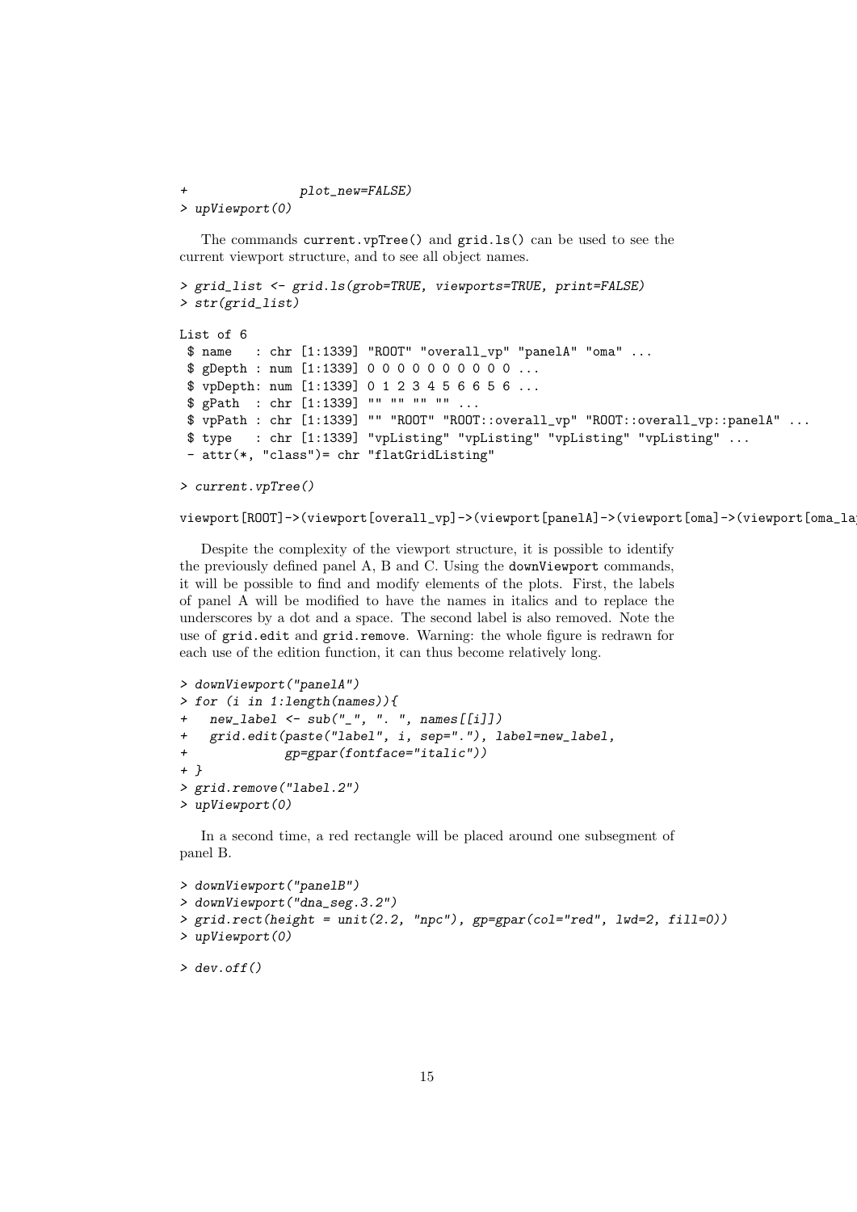```
+              plot_new=FALSE)
> upViewport(0)
```

The commands current.vpTree() and grid.ls() can be used to see the current viewport structure, and to see all object names.

```
> grid_list <- grid.ls(grob=TRUE, viewports=TRUE, print=FALSE)
> str(grid_list)

List of 6
 $ name   : chr [1:1339] "ROOT" "overall_vp" "panelA" "oma" ...
 $ gDepth : num [1:1339] 0 0 0 0 0 0 0 0 0 0 ...
 $ vpDepth: num [1:1339] 0 1 2 3 4 5 6 6 5 6 ...
 $ gPath  : chr [1:1339] "" "" "" "" ...
 $ vpPath : chr [1:1339] "" "ROOT" "ROOT::overall_vp" "ROOT::overall_vp::panelA" ...
 $ type   : chr [1:1339] "vpListing" "vpListing" "vpListing" "vpListing" ...
 - attr(*, "class")= chr "flatGridListing"

> current.vpTree()

viewport[ROOT]->(viewport[overall_vp]->(viewport[panelA]->(viewport[oma]->(viewport[oma_la
```

Despite the complexity of the viewport structure, it is possible to identify the previously defined panel A, B and C. Using the downViewport commands, it will be possible to find and modify elements of the plots. First, the labels of panel A will be modified to have the names in italics and to replace the underscores by a dot and a space. The second label is also removed. Note the use of grid.edit and grid.remove. Warning: the whole figure is redrawn for each use of the edition function, it can thus become relatively long.

```
> downViewport("panelA")
> for (i in 1:length(names)){
+   new_label <- sub("_", ". ", names[[i]])
+   grid.edit(paste("label", i, sep="."), label=new_label,
+             gp=gpar(fontface="italic"))
+ }
> grid.remove("label.2")
> upViewport(0)
```

In a second time, a red rectangle will be placed around one subsegment of panel B.

```
> downViewport("panelB")
> downViewport("dna_seg.3.2")
> grid.rect(height = unit(2.2, "npc"), gp=gpar(col="red", lwd=2, fill=0))
> upViewport(0)

> dev.off()
```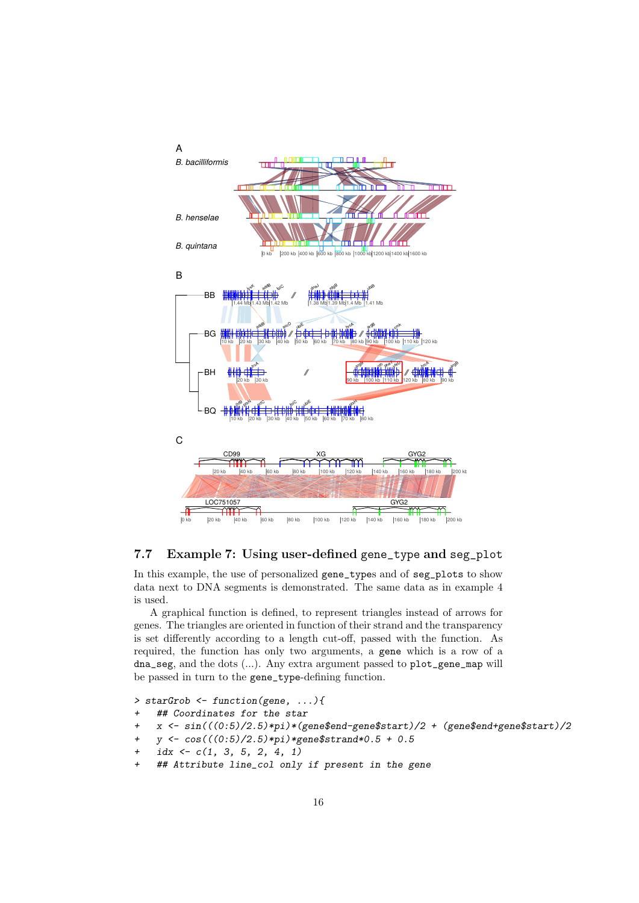## 7.7 Example 7: Using user-defined gene_type and seg_plot

In this example, the use of personalized gene_types and of seg_plots to show data next to DNA segments is demonstrated. The same data as in example 4 is used.

A graphical function is defined, to represent triangles instead of arrows for genes. The triangles are oriented in function of their strand and the transparency is set differently according to a length cut-off, passed with the function. As required, the function has only two arguments, a gene which is a row of a dna_seg, and the dots (...). Any extra argument passed to plot_gene_map will be passed in turn to the gene_type-defining function.

```
> starGrob <- function(gene, ...){
+   ## Coordinates for the star
+   x <- sin(((0:5)/2.5)*pi)*(gene$end-gene$start)/2 + (gene$end+gene$start)/2
+   y <- cos(((0:5)/2.5)*pi)*gene$strand*0.5 + 0.5
+   idx <- c(1, 3, 5, 2, 4, 1)
+   ## Attribute line_col only if present in the gene
```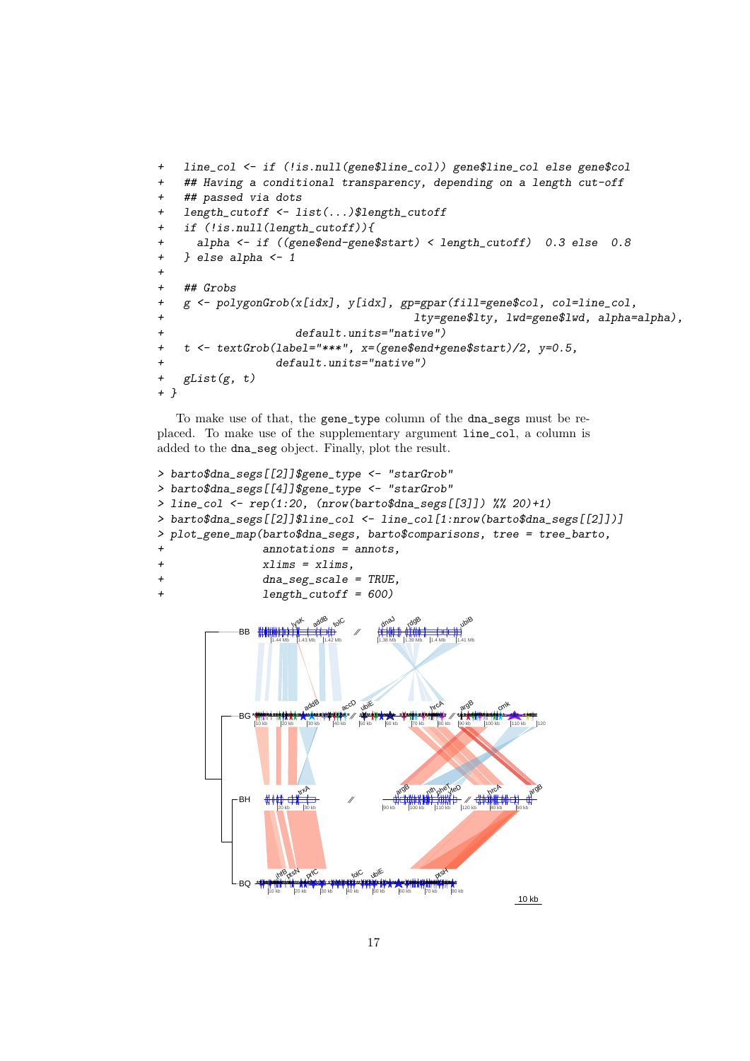```
+   line_col <- if (!is.null(gene$line_col)) gene$line_col else gene$col
+   ## Having a conditional transparency, depending on a length cut-off
+   ## passed via dots
+   length_cutoff <- list(...)$length_cutoff
+   if (!is.null(length_cutoff)){
+     alpha <- if ((gene$end-gene$start) < length_cutoff)  0.3 else  0.8
+   } else alpha <- 1
+
+   ## Grobs
+   g <- polygonGrob(x[idx], y[idx], gp=gpar(fill=gene$col, col=line_col,
+                                    lty=gene$lty, lwd=gene$lwd, alpha=alpha),
+                    default.units="native")
+   t <- textGrob(label="***", x=(gene$end+gene$start)/2, y=0.5,
+                 default.units="native")
+   gList(g, t)
+ }
```

To make use of that, the gene_type column of the dna_segs must be replaced. To make use of the supplementary argument line_col, a column is added to the dna_seg object. Finally, plot the result.

```
> barto$dna_segs[[2]]$gene_type <- "starGrob"
> barto$dna_segs[[4]]$gene_type <- "starGrob"
> line_col <- rep(1:20, (nrow(barto$dna_segs[[3]]) %/% 20)+1)
> barto$dna_segs[[2]]$line_col <- line_col[1:nrow(barto$dna_segs[[2]])]
> plot_gene_map(barto$dna_segs, barto$comparisons, tree = tree_barto,
+               annotations = annots,
+               xlims = xlims,
+               dna_seg_scale = TRUE,
+               length_cutoff = 600)
```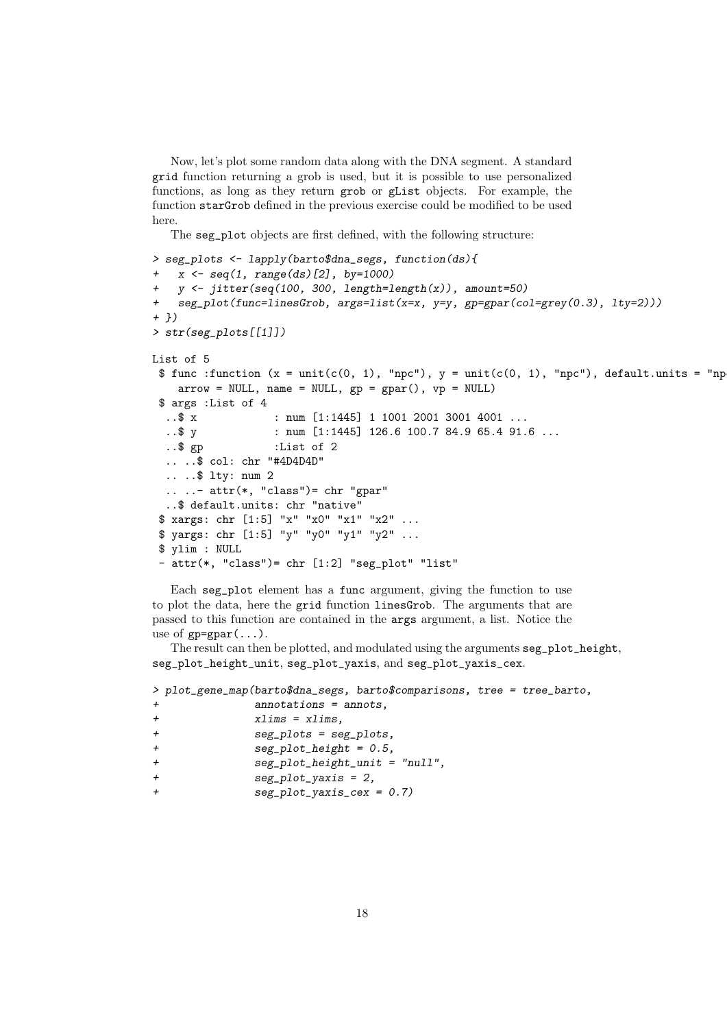Now, let's plot some random data along with the DNA segment. A standard grid function returning a grob is used, but it is possible to use personalized functions, as long as they return grob or gList objects. For example, the function starGrob defined in the previous exercise could be modified to be used here.

The seg_plot objects are first defined, with the following structure:

```
> seg_plots <- lapply(barto$dna_segs, function(ds){
+   x <- seq(1, range(ds)[2], by=1000)
+   y <- jitter(seq(100, 300, length=length(x)), amount=50)
+   seg_plot(func=linesGrob, args=list(x=x, y=y, gp=gpar(col=grey(0.3), lty=2)))
+ })
> str(seg_plots[[1]])

List of 5
 $ func :function (x = unit(c(0, 1), "npc"), y = unit(c(0, 1), "npc"), default.units = "np
    arrow = NULL, name = NULL, gp = gpar(), vp = NULL)
 $ args :List of 4
  ..$ x            : num [1:1445] 1 1001 2001 3001 4001 ...
  ..$ y            : num [1:1445] 126.6 100.7 84.9 65.4 91.6 ...
  ..$ gp           :List of 2
  .. ..$ col: chr "#4D4D4D"
  .. ..$ lty: num 2
  .. ..- attr(*, "class")= chr "gpar"
  ..$ default.units: chr "native"
 $ xargs: chr [1:5] "x" "x0" "x1" "x2" ...
 $ yargs: chr [1:5] "y" "y0" "y1" "y2" ...
 $ ylim : NULL
 - attr(*, "class")= chr [1:2] "seg_plot" "list"
```

Each seg_plot element has a func argument, giving the function to use to plot the data, here the grid function linesGrob. The arguments that are passed to this function are contained in the args argument, a list. Notice the use of gp=gpar(...).

The result can then be plotted, and modulated using the arguments seg_plot_height, seg_plot_height_unit, seg_plot_yaxis, and seg_plot_yaxis_cex.

```
> plot_gene_map(barto$dna_segs, barto$comparisons, tree = tree_barto,
+               annotations = annots,
+               xlims = xlims,
+               seg_plots = seg_plots,
+               seg_plot_height = 0.5,
+               seg_plot_height_unit = "null",
+               seg_plot_yaxis = 2,
+               seg_plot_yaxis_cex = 0.7)
```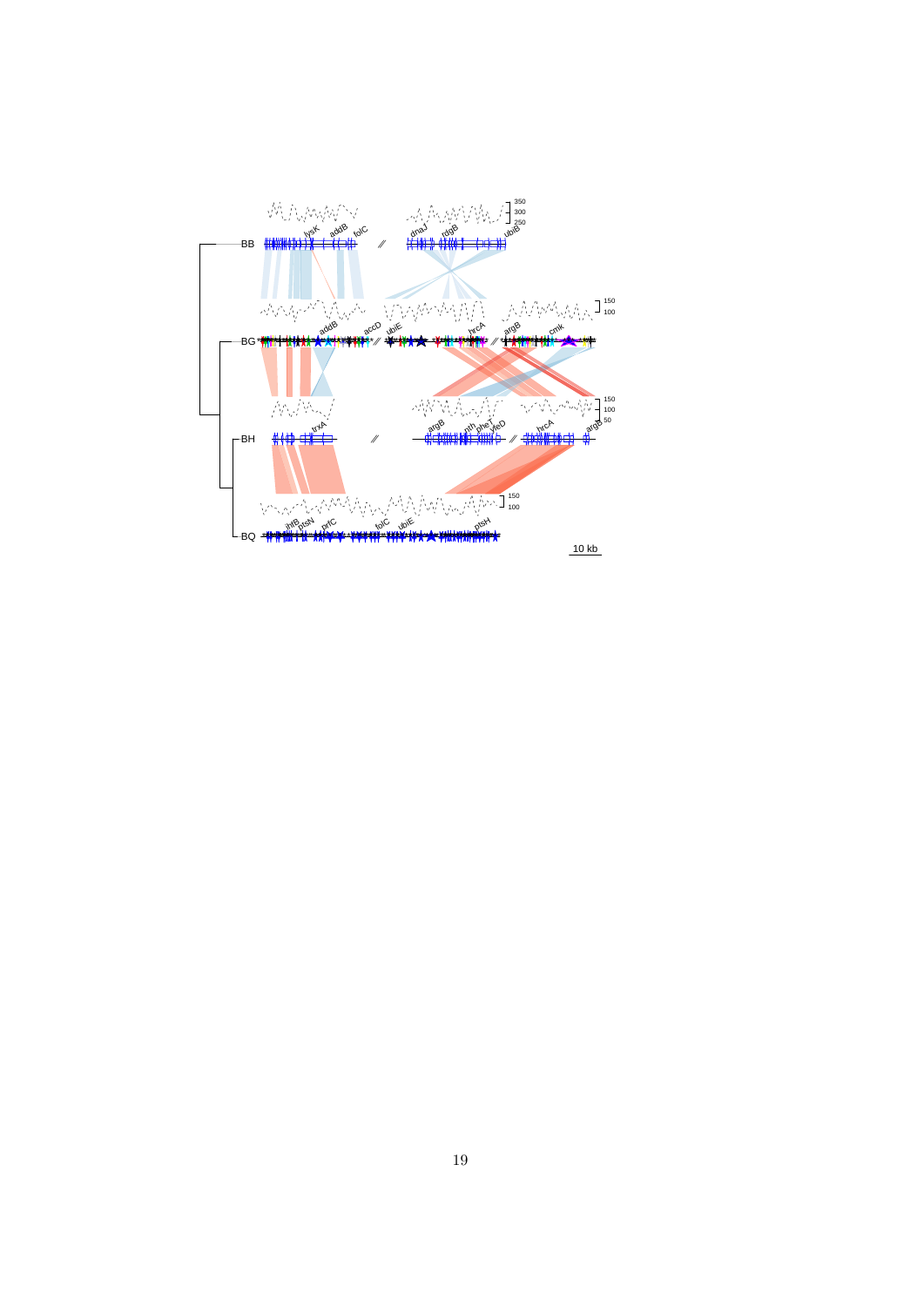BB
lysK
addB
folC
dnaJ
rdgB
ubiB
350
300
250

BG
addB
accD
ubiE
hrcA
argB
cmk
150
100

BH
trxA
argB
nth
pheT
yfeD
hrcA
argB
150
100
50

BQ
ihfB
ptsN
prfC
folC
ubiE
ptsH
150
100

10 kb